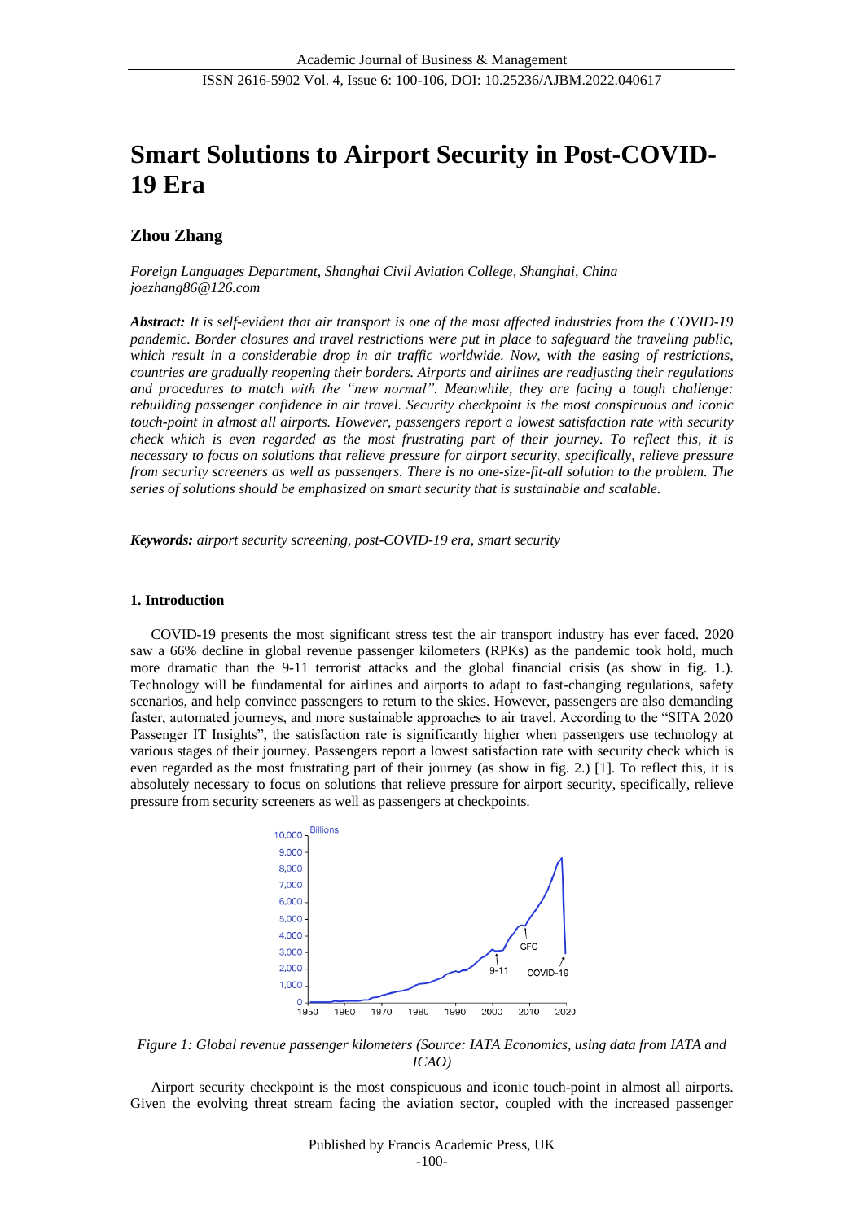# Smart Solutions to Airport Security in Post-COVID-19 Era

**Zhou Zhang**

*Foreign Languages Department, Shanghai Civil Aviation College, Shanghai, China*
*joezhang86@126.com*

***Abstract:*** *It is self-evident that air transport is one of the most affected industries from the COVID-19 pandemic. Border closures and travel restrictions were put in place to safeguard the traveling public, which result in a considerable drop in air traffic worldwide. Now, with the easing of restrictions, countries are gradually reopening their borders. Airports and airlines are readjusting their regulations and procedures to match with the "new normal". Meanwhile, they are facing a tough challenge: rebuilding passenger confidence in air travel. Security checkpoint is the most conspicuous and iconic touch-point in almost all airports. However, passengers report a lowest satisfaction rate with security check which is even regarded as the most frustrating part of their journey. To reflect this, it is necessary to focus on solutions that relieve pressure for airport security, specifically, relieve pressure from security screeners as well as passengers. There is no one-size-fit-all solution to the problem. The series of solutions should be emphasized on smart security that is sustainable and scalable.*

***Keywords:*** *airport security screening, post-COVID-19 era, smart security*

## 1. Introduction

COVID-19 presents the most significant stress test the air transport industry has ever faced. 2020 saw a 66% decline in global revenue passenger kilometers (RPKs) as the pandemic took hold, much more dramatic than the 9-11 terrorist attacks and the global financial crisis (as show in fig. 1.). Technology will be fundamental for airlines and airports to adapt to fast-changing regulations, safety scenarios, and help convince passengers to return to the skies. However, passengers are also demanding faster, automated journeys, and more sustainable approaches to air travel. According to the "SITA 2020 Passenger IT Insights", the satisfaction rate is significantly higher when passengers use technology at various stages of their journey. Passengers report a lowest satisfaction rate with security check which is even regarded as the most frustrating part of their journey (as show in fig. 2.) [1]. To reflect this, it is absolutely necessary to focus on solutions that relieve pressure for airport security, specifically, relieve pressure from security screeners as well as passengers at checkpoints.

*Figure 1: Global revenue passenger kilometers (Source: IATA Economics, using data from IATA and ICAO)*

Airport security checkpoint is the most conspicuous and iconic touch-point in almost all airports. Given the evolving threat stream facing the aviation sector, coupled with the increased passenger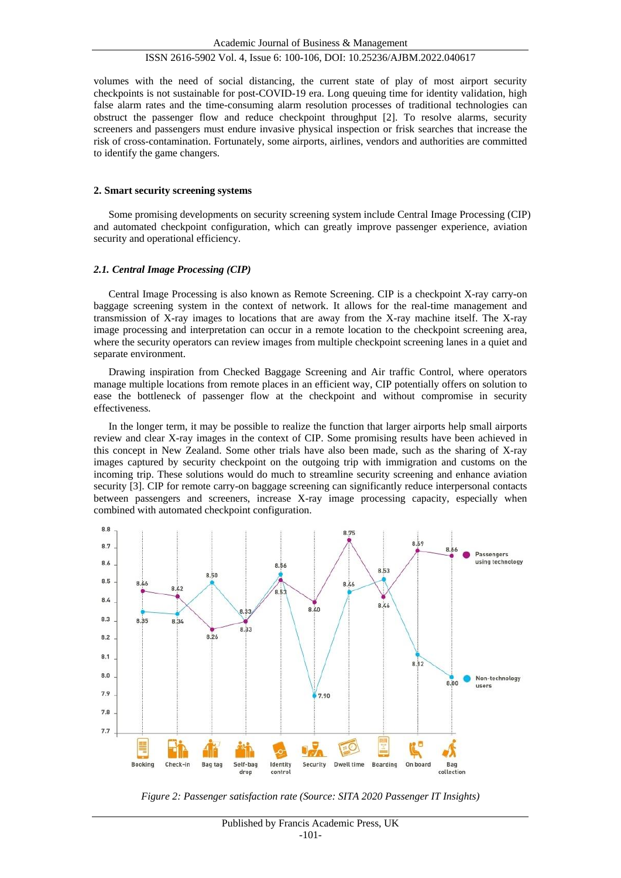volumes with the need of social distancing, the current state of play of most airport security checkpoints is not sustainable for post-COVID-19 era. Long queuing time for identity validation, high false alarm rates and the time-consuming alarm resolution processes of traditional technologies can obstruct the passenger flow and reduce checkpoint throughput [2]. To resolve alarms, security screeners and passengers must endure invasive physical inspection or frisk searches that increase the risk of cross-contamination. Fortunately, some airports, airlines, vendors and authorities are committed to identify the game changers.

## 2. Smart security screening systems

Some promising developments on security screening system include Central Image Processing (CIP) and automated checkpoint configuration, which can greatly improve passenger experience, aviation security and operational efficiency.

### *2.1. Central Image Processing (CIP)*

Central Image Processing is also known as Remote Screening. CIP is a checkpoint X-ray carry-on baggage screening system in the context of network. It allows for the real-time management and transmission of X-ray images to locations that are away from the X-ray machine itself. The X-ray image processing and interpretation can occur in a remote location to the checkpoint screening area, where the security operators can review images from multiple checkpoint screening lanes in a quiet and separate environment.

Drawing inspiration from Checked Baggage Screening and Air traffic Control, where operators manage multiple locations from remote places in an efficient way, CIP potentially offers on solution to ease the bottleneck of passenger flow at the checkpoint and without compromise in security effectiveness.

In the longer term, it may be possible to realize the function that larger airports help small airports review and clear X-ray images in the context of CIP. Some promising results have been achieved in this concept in New Zealand. Some other trials have also been made, such as the sharing of X-ray images captured by security checkpoint on the outgoing trip with immigration and customs on the incoming trip. These solutions would do much to streamline security screening and enhance aviation security [3]. CIP for remote carry-on baggage screening can significantly reduce interpersonal contacts between passengers and screeners, increase X-ray image processing capacity, especially when combined with automated checkpoint configuration.

*Figure 2: Passenger satisfaction rate (Source: SITA 2020 Passenger IT Insights)*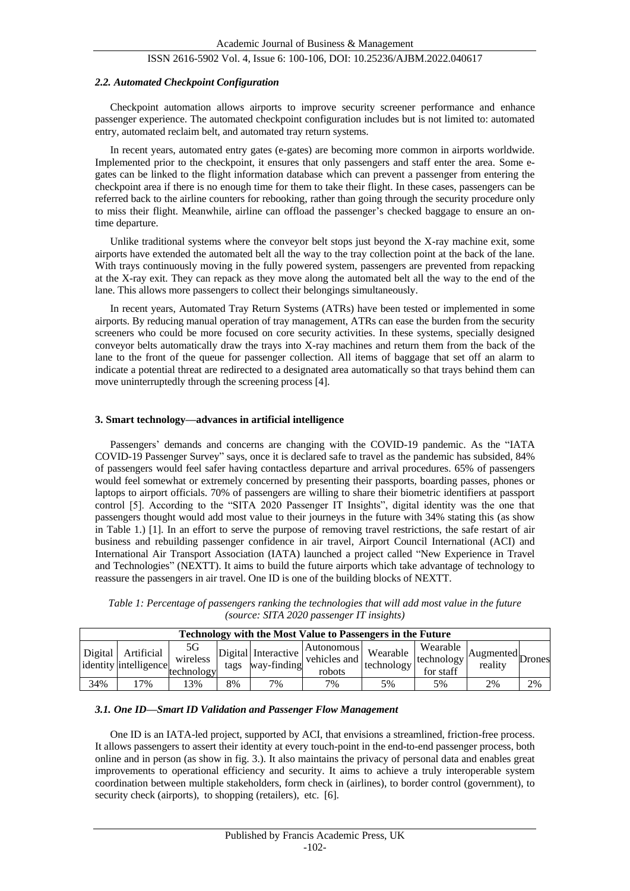### *2.2. Automated Checkpoint Configuration*

Checkpoint automation allows airports to improve security screener performance and enhance passenger experience. The automated checkpoint configuration includes but is not limited to: automated entry, automated reclaim belt, and automated tray return systems.

In recent years, automated entry gates (e-gates) are becoming more common in airports worldwide. Implemented prior to the checkpoint, it ensures that only passengers and staff enter the area. Some e-gates can be linked to the flight information database which can prevent a passenger from entering the checkpoint area if there is no enough time for them to take their flight. In these cases, passengers can be referred back to the airline counters for rebooking, rather than going through the security procedure only to miss their flight. Meanwhile, airline can offload the passenger's checked baggage to ensure an on-time departure.

Unlike traditional systems where the conveyor belt stops just beyond the X-ray machine exit, some airports have extended the automated belt all the way to the tray collection point at the back of the lane. With trays continuously moving in the fully powered system, passengers are prevented from repacking at the X-ray exit. They can repack as they move along the automated belt all the way to the end of the lane. This allows more passengers to collect their belongings simultaneously.

In recent years, Automated Tray Return Systems (ATRs) have been tested or implemented in some airports. By reducing manual operation of tray management, ATRs can ease the burden from the security screeners who could be more focused on core security activities. In these systems, specially designed conveyor belts automatically draw the trays into X-ray machines and return them from the back of the lane to the front of the queue for passenger collection. All items of baggage that set off an alarm to indicate a potential threat are redirected to a designated area automatically so that trays behind them can move uninterruptedly through the screening process [4].

## 3. Smart technology—advances in artificial intelligence

Passengers' demands and concerns are changing with the COVID-19 pandemic. As the "IATA COVID-19 Passenger Survey" says, once it is declared safe to travel as the pandemic has subsided, 84% of passengers would feel safer having contactless departure and arrival procedures. 65% of passengers would feel somewhat or extremely concerned by presenting their passports, boarding passes, phones or laptops to airport officials. 70% of passengers are willing to share their biometric identifiers at passport control [5]. According to the "SITA 2020 Passenger IT Insights", digital identity was the one that passengers thought would add most value to their journeys in the future with 34% stating this (as show in Table 1.) [1]. In an effort to serve the purpose of removing travel restrictions, the safe restart of air business and rebuilding passenger confidence in air travel, Airport Council International (ACI) and International Air Transport Association (IATA) launched a project called "New Experience in Travel and Technologies" (NEXTT). It aims to build the future airports which take advantage of technology to reassure the passengers in air travel. One ID is one of the building blocks of NEXTT.

*Table 1: Percentage of passengers ranking the technologies that will add most value in the future (source: SITA 2020 passenger IT insights)*

| Technology with the Most Value to Passengers in the Future | | | | | | | | | |
|---|---|---|---|---|---|---|---|---|---|
| Digital identity | Artificial intelligence | 5G wireless technology | Digital tags | Interactive way-finding | Autonomous vehicles and robots | Wearable technology | Wearable technology for staff | Augmented reality | Drones |
| 34% | 17% | 13% | 8% | 7% | 7% | 5% | 5% | 2% | 2% |

### *3.1. One ID—Smart ID Validation and Passenger Flow Management*

One ID is an IATA-led project, supported by ACI, that envisions a streamlined, friction-free process. It allows passengers to assert their identity at every touch-point in the end-to-end passenger process, both online and in person (as show in fig. 3.). It also maintains the privacy of personal data and enables great improvements to operational efficiency and security. It aims to achieve a truly interoperable system coordination between multiple stakeholders, form check in (airlines), to border control (government), to security check (airports), to shopping (retailers), etc. [6].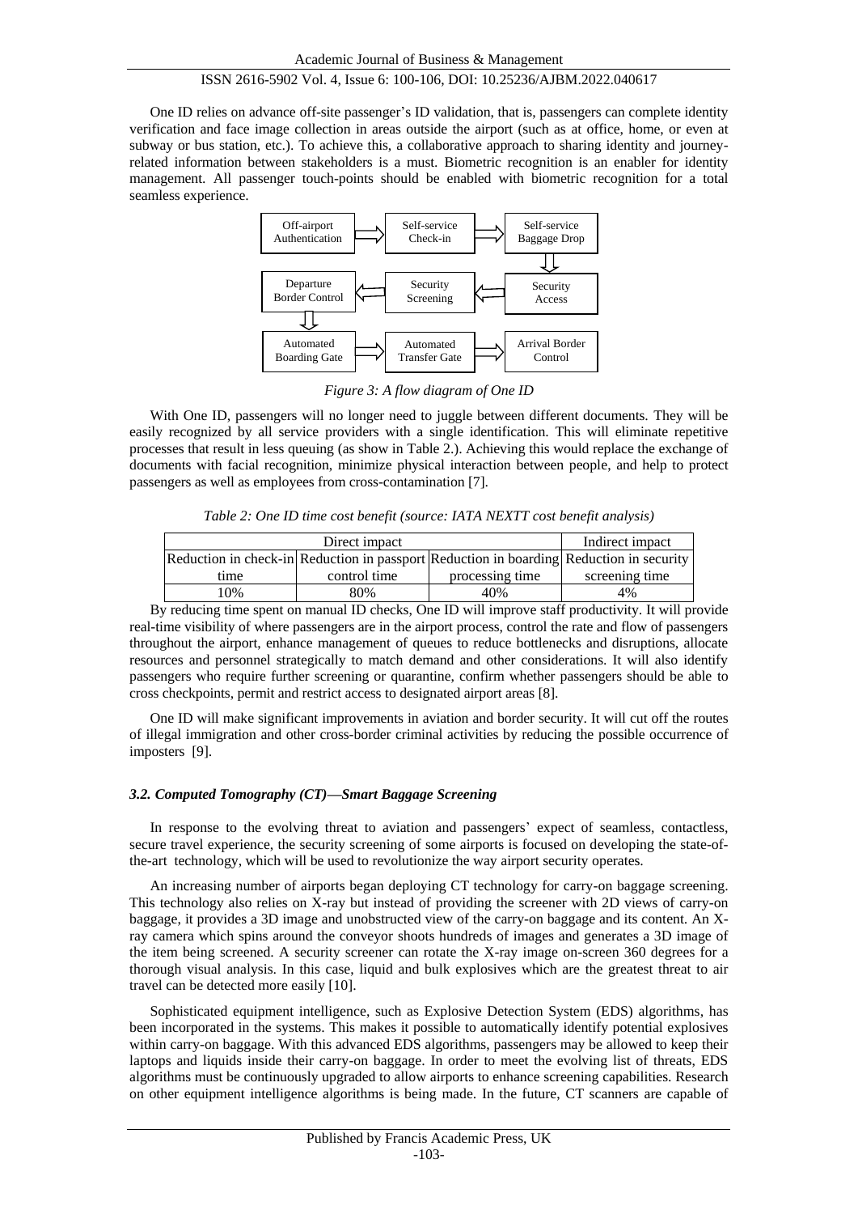One ID relies on advance off-site passenger's ID validation, that is, passengers can complete identity verification and face image collection in areas outside the airport (such as at office, home, or even at subway or bus station, etc.). To achieve this, a collaborative approach to sharing identity and journey-related information between stakeholders is a must. Biometric recognition is an enabler for identity management. All passenger touch-points should be enabled with biometric recognition for a total seamless experience.

Off-airport Authentication → Self-service Check-in → Self-service Baggage Drop → Security Access → Security Screening → Departure Border Control → Automated Boarding Gate → Automated Transfer Gate → Arrival Border Control

*Figure 3: A flow diagram of One ID*

With One ID, passengers will no longer need to juggle between different documents. They will be easily recognized by all service providers with a single identification. This will eliminate repetitive processes that result in less queuing (as show in Table 2.). Achieving this would replace the exchange of documents with facial recognition, minimize physical interaction between people, and help to protect passengers as well as employees from cross-contamination [7].

*Table 2: One ID time cost benefit (source: IATA NEXTT cost benefit analysis)*

| Direct impact | | | Indirect impact |
|---|---|---|---|
| Reduction in check-in time | Reduction in passport control time | Reduction in boarding processing time | Reduction in security screening time |
| 10% | 80% | 40% | 4% |

By reducing time spent on manual ID checks, One ID will improve staff productivity. It will provide real-time visibility of where passengers are in the airport process, control the rate and flow of passengers throughout the airport, enhance management of queues to reduce bottlenecks and disruptions, allocate resources and personnel strategically to match demand and other considerations. It will also identify passengers who require further screening or quarantine, confirm whether passengers should be able to cross checkpoints, permit and restrict access to designated airport areas [8].

One ID will make significant improvements in aviation and border security. It will cut off the routes of illegal immigration and other cross-border criminal activities by reducing the possible occurrence of imposters [9].

### *3.2. Computed Tomography (CT)—Smart Baggage Screening*

In response to the evolving threat to aviation and passengers' expect of seamless, contactless, secure travel experience, the security screening of some airports is focused on developing the state-of-the-art technology, which will be used to revolutionize the way airport security operates.

An increasing number of airports began deploying CT technology for carry-on baggage screening. This technology also relies on X-ray but instead of providing the screener with 2D views of carry-on baggage, it provides a 3D image and unobstructed view of the carry-on baggage and its content. An X-ray camera which spins around the conveyor shoots hundreds of images and generates a 3D image of the item being screened. A security screener can rotate the X-ray image on-screen 360 degrees for a thorough visual analysis. In this case, liquid and bulk explosives which are the greatest threat to air travel can be detected more easily [10].

Sophisticated equipment intelligence, such as Explosive Detection System (EDS) algorithms, has been incorporated in the systems. This makes it possible to automatically identify potential explosives within carry-on baggage. With this advanced EDS algorithms, passengers may be allowed to keep their laptops and liquids inside their carry-on baggage. In order to meet the evolving list of threats, EDS algorithms must be continuously upgraded to allow airports to enhance screening capabilities. Research on other equipment intelligence algorithms is being made. In the future, CT scanners are capable of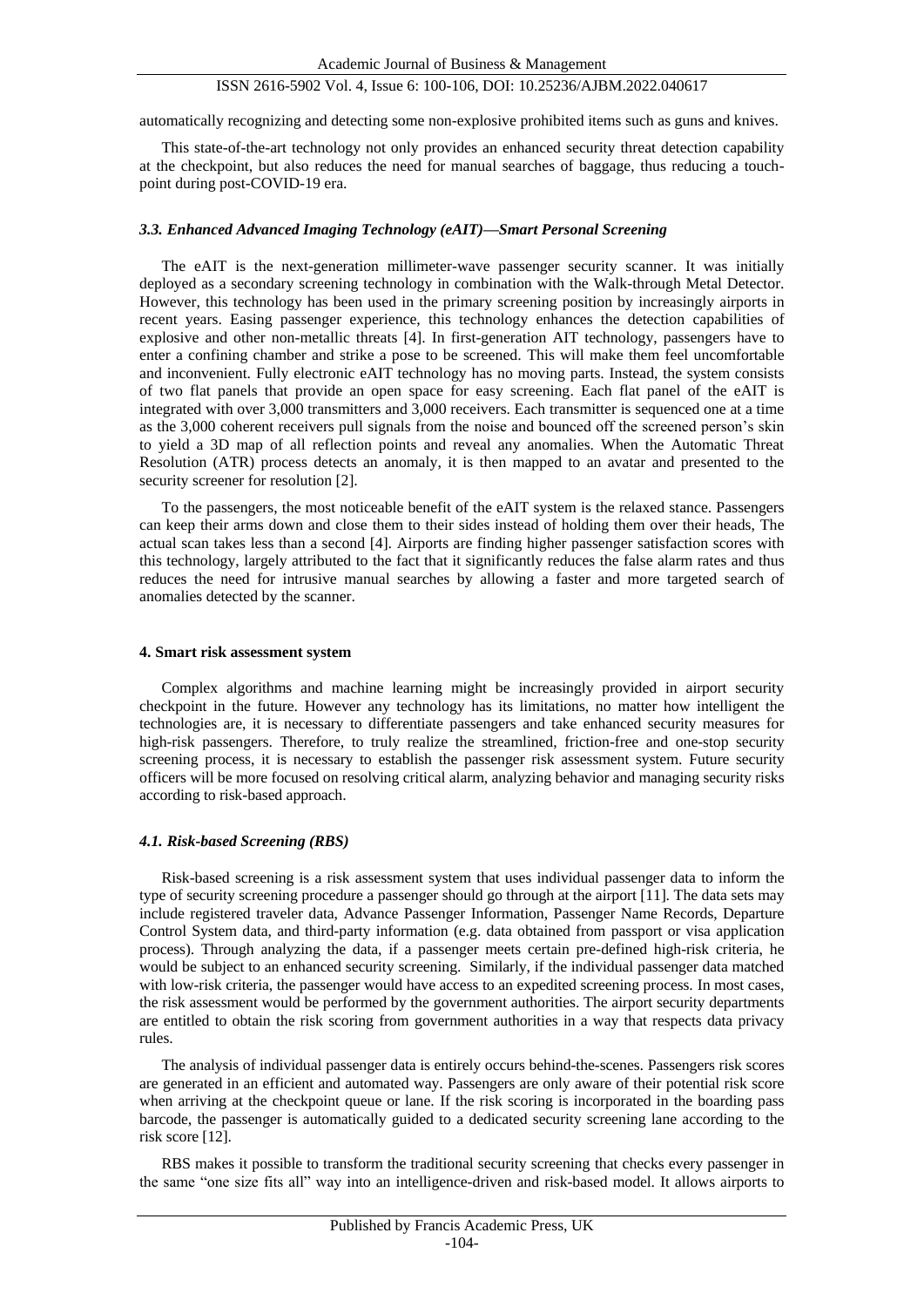automatically recognizing and detecting some non-explosive prohibited items such as guns and knives.

This state-of-the-art technology not only provides an enhanced security threat detection capability at the checkpoint, but also reduces the need for manual searches of baggage, thus reducing a touch-point during post-COVID-19 era.

### *3.3. Enhanced Advanced Imaging Technology (eAIT)—Smart Personal Screening*

The eAIT is the next-generation millimeter-wave passenger security scanner. It was initially deployed as a secondary screening technology in combination with the Walk-through Metal Detector. However, this technology has been used in the primary screening position by increasingly airports in recent years. Easing passenger experience, this technology enhances the detection capabilities of explosive and other non-metallic threats [4]. In first-generation AIT technology, passengers have to enter a confining chamber and strike a pose to be screened. This will make them feel uncomfortable and inconvenient. Fully electronic eAIT technology has no moving parts. Instead, the system consists of two flat panels that provide an open space for easy screening. Each flat panel of the eAIT is integrated with over 3,000 transmitters and 3,000 receivers. Each transmitter is sequenced one at a time as the 3,000 coherent receivers pull signals from the noise and bounced off the screened person's skin to yield a 3D map of all reflection points and reveal any anomalies. When the Automatic Threat Resolution (ATR) process detects an anomaly, it is then mapped to an avatar and presented to the security screener for resolution [2].

To the passengers, the most noticeable benefit of the eAIT system is the relaxed stance. Passengers can keep their arms down and close them to their sides instead of holding them over their heads, The actual scan takes less than a second [4]. Airports are finding higher passenger satisfaction scores with this technology, largely attributed to the fact that it significantly reduces the false alarm rates and thus reduces the need for intrusive manual searches by allowing a faster and more targeted search of anomalies detected by the scanner.

## 4. Smart risk assessment system

Complex algorithms and machine learning might be increasingly provided in airport security checkpoint in the future. However any technology has its limitations, no matter how intelligent the technologies are, it is necessary to differentiate passengers and take enhanced security measures for high-risk passengers. Therefore, to truly realize the streamlined, friction-free and one-stop security screening process, it is necessary to establish the passenger risk assessment system. Future security officers will be more focused on resolving critical alarm, analyzing behavior and managing security risks according to risk-based approach.

### *4.1. Risk-based Screening (RBS)*

Risk-based screening is a risk assessment system that uses individual passenger data to inform the type of security screening procedure a passenger should go through at the airport [11]. The data sets may include registered traveler data, Advance Passenger Information, Passenger Name Records, Departure Control System data, and third-party information (e.g. data obtained from passport or visa application process). Through analyzing the data, if a passenger meets certain pre-defined high-risk criteria, he would be subject to an enhanced security screening. Similarly, if the individual passenger data matched with low-risk criteria, the passenger would have access to an expedited screening process. In most cases, the risk assessment would be performed by the government authorities. The airport security departments are entitled to obtain the risk scoring from government authorities in a way that respects data privacy rules.

The analysis of individual passenger data is entirely occurs behind-the-scenes. Passengers risk scores are generated in an efficient and automated way. Passengers are only aware of their potential risk score when arriving at the checkpoint queue or lane. If the risk scoring is incorporated in the boarding pass barcode, the passenger is automatically guided to a dedicated security screening lane according to the risk score [12].

RBS makes it possible to transform the traditional security screening that checks every passenger in the same "one size fits all" way into an intelligence-driven and risk-based model. It allows airports to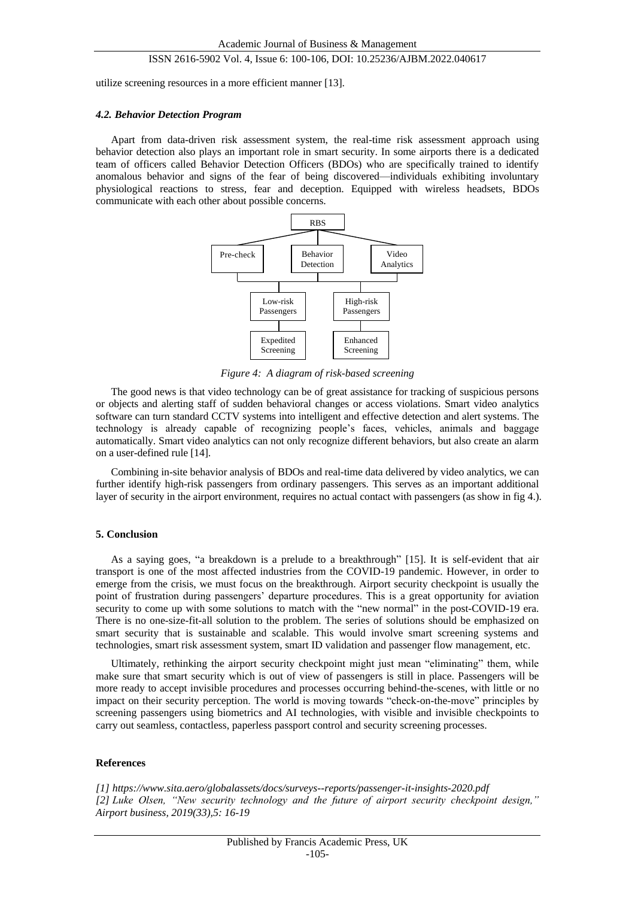utilize screening resources in a more efficient manner [13].

### *4.2. Behavior Detection Program*

Apart from data-driven risk assessment system, the real-time risk assessment approach using behavior detection also plays an important role in smart security. In some airports there is a dedicated team of officers called Behavior Detection Officers (BDOs) who are specifically trained to identify anomalous behavior and signs of the fear of being discovered—individuals exhibiting involuntary physiological reactions to stress, fear and deception. Equipped with wireless headsets, BDOs communicate with each other about possible concerns.

RBS

Pre-check | Behavior Detection | Video Analytics

Low-risk Passengers | High-risk Passengers

Expedited Screening | Enhanced Screening

*Figure 4: A diagram of risk-based screening*

The good news is that video technology can be of great assistance for tracking of suspicious persons or objects and alerting staff of sudden behavioral changes or access violations. Smart video analytics software can turn standard CCTV systems into intelligent and effective detection and alert systems. The technology is already capable of recognizing people's faces, vehicles, animals and baggage automatically. Smart video analytics can not only recognize different behaviors, but also create an alarm on a user-defined rule [14].

Combining in-site behavior analysis of BDOs and real-time data delivered by video analytics, we can further identify high-risk passengers from ordinary passengers. This serves as an important additional layer of security in the airport environment, requires no actual contact with passengers (as show in fig 4.).

## 5. Conclusion

As a saying goes, "a breakdown is a prelude to a breakthrough" [15]. It is self-evident that air transport is one of the most affected industries from the COVID-19 pandemic. However, in order to emerge from the crisis, we must focus on the breakthrough. Airport security checkpoint is usually the point of frustration during passengers' departure procedures. This is a great opportunity for aviation security to come up with some solutions to match with the "new normal" in the post-COVID-19 era. There is no one-size-fit-all solution to the problem. The series of solutions should be emphasized on smart security that is sustainable and scalable. This would involve smart screening systems and technologies, smart risk assessment system, smart ID validation and passenger flow management, etc.

Ultimately, rethinking the airport security checkpoint might just mean "eliminating" them, while make sure that smart security which is out of view of passengers is still in place. Passengers will be more ready to accept invisible procedures and processes occurring behind-the-scenes, with little or no impact on their security perception. The world is moving towards "check-on-the-move" principles by screening passengers using biometrics and AI technologies, with visible and invisible checkpoints to carry out seamless, contactless, paperless passport control and security screening processes.

## References

*[1] https://www.sita.aero/globalassets/docs/surveys--reports/passenger-it-insights-2020.pdf*

*[2] Luke Olsen, "New security technology and the future of airport security checkpoint design," Airport business, 2019(33),5: 16-19*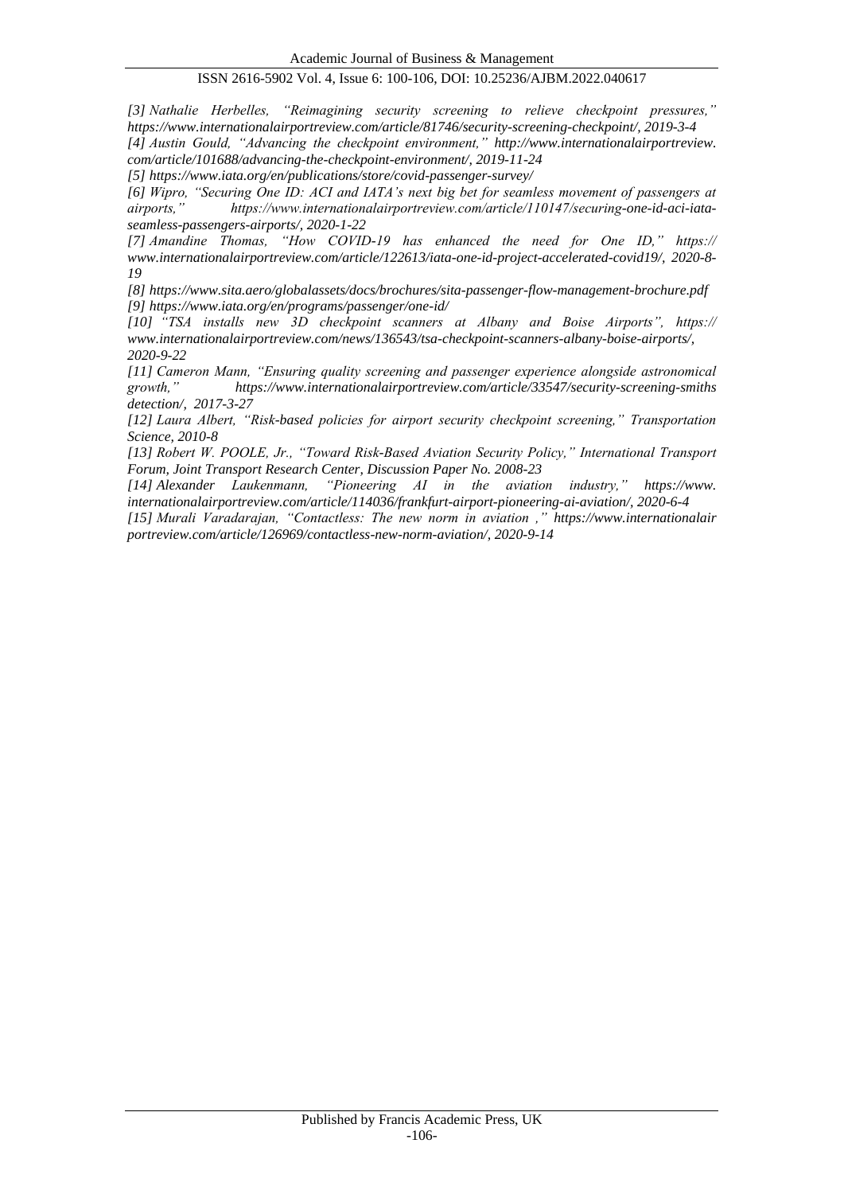*[3] Nathalie Herbelles, "Reimagining security screening to relieve checkpoint pressures," https://www.internationalairportreview.com/article/81746/security-screening-checkpoint/, 2019-3-4*

*[4] Austin Gould, "Advancing the checkpoint environment," http://www.internationalairportreview.com/article/101688/advancing-the-checkpoint-environment/, 2019-11-24*

*[5] https://www.iata.org/en/publications/store/covid-passenger-survey/*

*[6] Wipro, "Securing One ID: ACI and IATA's next big bet for seamless movement of passengers at airports," https://www.internationalairportreview.com/article/110147/securing-one-id-aci-iata-seamless-passengers-airports/, 2020-1-22*

*[7] Amandine Thomas, "How COVID-19 has enhanced the need for One ID," https://www.internationalairportreview.com/article/122613/iata-one-id-project-accelerated-covid19/, 2020-8-19*

*[8] https://www.sita.aero/globalassets/docs/brochures/sita-passenger-flow-management-brochure.pdf*

*[9] https://www.iata.org/en/programs/passenger/one-id/*

*[10] "TSA installs new 3D checkpoint scanners at Albany and Boise Airports", https://www.internationalairportreview.com/news/136543/tsa-checkpoint-scanners-albany-boise-airports/, 2020-9-22*

*[11] Cameron Mann, "Ensuring quality screening and passenger experience alongside astronomical growth," https://www.internationalairportreview.com/article/33547/security-screening-smiths detection/, 2017-3-27*

*[12] Laura Albert, "Risk-based policies for airport security checkpoint screening," Transportation Science, 2010-8*

*[13] Robert W. POOLE, Jr., "Toward Risk-Based Aviation Security Policy," International Transport Forum, Joint Transport Research Center, Discussion Paper No. 2008-23*

*[14] Alexander Laukenmann, "Pioneering AI in the aviation industry," https://www.internationalairportreview.com/article/114036/frankfurt-airport-pioneering-ai-aviation/, 2020-6-4*

*[15] Murali Varadarajan, "Contactless: The new norm in aviation ," https://www.internationalairportreview.com/article/126969/contactless-new-norm-aviation/, 2020-9-14*